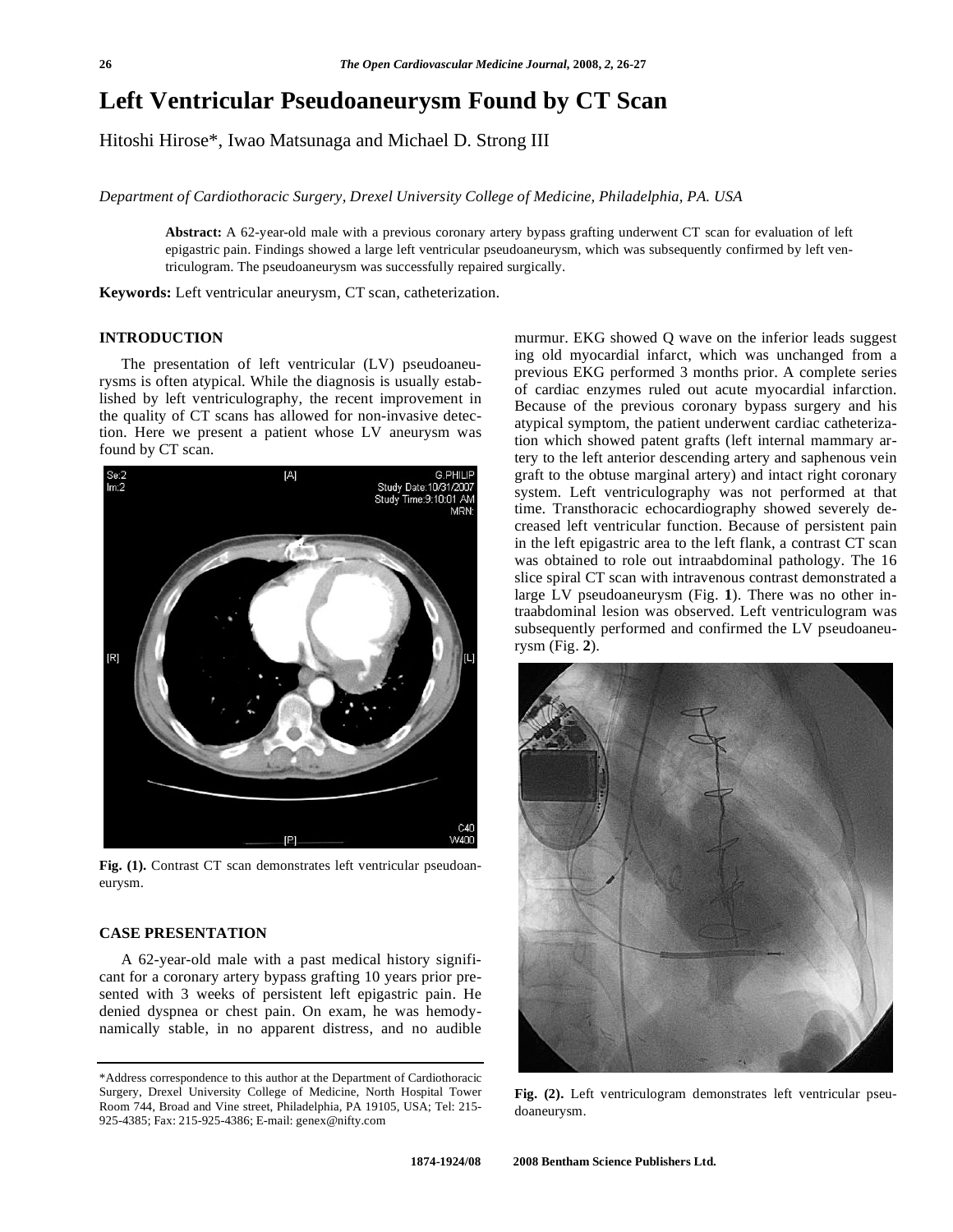# Left Ventricular Pseudoaneurysm Found by CT Scan

Hitoshi Hirose*, Iwao Matsunaga and Michael D. Strong III

*Department of Cardiothoracic Surgery, Drexel University College of Medicine, Philadelphia, PA. USA*

**Abstract:** A 62-year-old male with a previous coronary artery bypass grafting underwent CT scan for evaluation of left epigastric pain. Findings showed a large left ventricular pseudoaneurysm, which was subsequently confirmed by left ventriculogram. The pseudoaneurysm was successfully repaired surgically.

**Keywords:** Left ventricular aneurysm, CT scan, catheterization.

## INTRODUCTION

The presentation of left ventricular (LV) pseudoaneurysms is often atypical. While the diagnosis is usually established by left ventriculography, the recent improvement in the quality of CT scans has allowed for non-invasive detection. Here we present a patient whose LV aneurysm was found by CT scan.

**Fig. (1).** Contrast CT scan demonstrates left ventricular pseudoaneurysm.

## CASE PRESENTATION

A 62-year-old male with a past medical history significant for a coronary artery bypass grafting 10 years prior presented with 3 weeks of persistent left epigastric pain. He denied dyspnea or chest pain. On exam, he was hemodynamically stable, in no apparent distress, and no audible murmur. EKG showed Q wave on the inferior leads suggesting old myocardial infarct, which was unchanged from a previous EKG performed 3 months prior. A complete series of cardiac enzymes ruled out acute myocardial infarction. Because of the previous coronary bypass surgery and his atypical symptom, the patient underwent cardiac catheterization which showed patent grafts (left internal mammary artery to the left anterior descending artery and saphenous vein graft to the obtuse marginal artery) and intact right coronary system. Left ventriculography was not performed at that time. Transthoracic echocardiography showed severely decreased left ventricular function. Because of persistent pain in the left epigastric area to the left flank, a contrast CT scan was obtained to role out intraabdominal pathology. The 16 slice spiral CT scan with intravenous contrast demonstrated a large LV pseudoaneurysm (Fig. **1**). There was no other intraabdominal lesion was observed. Left ventriculogram was subsequently performed and confirmed the LV pseudoaneurysm (Fig. **2**).

**Fig. (2).** Left ventriculogram demonstrates left ventricular pseudoaneurysm.

---

*Address correspondence to this author at the Department of Cardiothoracic Surgery, Drexel University College of Medicine, North Hospital Tower Room 744, Broad and Vine street, Philadelphia, PA 19105, USA; Tel: 215-925-4385; Fax: 215-925-4386; E-mail: genex@nifty.com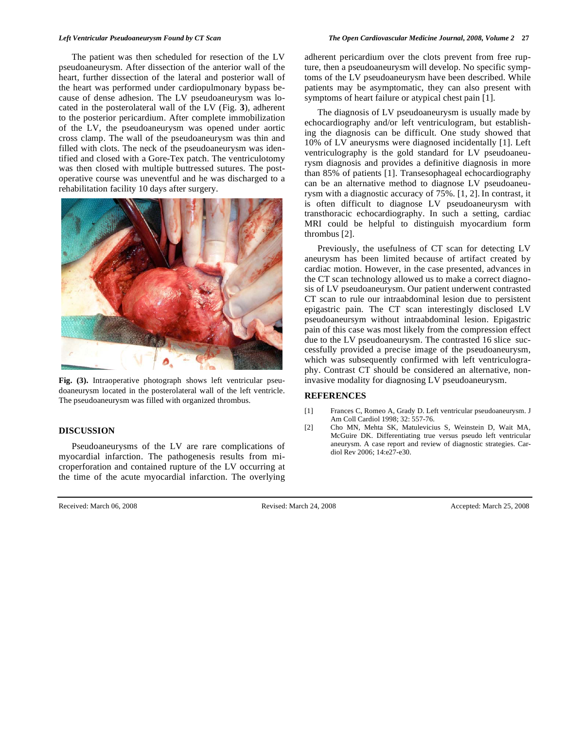The patient was then scheduled for resection of the LV pseudoaneurysm. After dissection of the anterior wall of the heart, further dissection of the lateral and posterior wall of the heart was performed under cardiopulmonary bypass because of dense adhesion. The LV pseudoaneurysm was located in the posterolateral wall of the LV (Fig. **3**), adherent to the posterior pericardium. After complete immobilization of the LV, the pseudoaneurysm was opened under aortic cross clamp. The wall of the pseudoaneurysm was thin and filled with clots. The neck of the pseudoaneurysm was identified and closed with a Gore-Tex patch. The ventriculotomy was then closed with multiple buttressed sutures. The postoperative course was uneventful and he was discharged to a rehabilitation facility 10 days after surgery.

**Fig. (3).** Intraoperative photograph shows left ventricular pseudoaneurysm located in the posterolateral wall of the left ventricle. The pseudoaneurysm was filled with organized thrombus.

## DISCUSSION

Pseudoaneurysms of the LV are rare complications of myocardial infarction. The pathogenesis results from microperforation and contained rupture of the LV occurring at the time of the acute myocardial infarction. The overlying adherent pericardium over the clots prevent from free rupture, then a pseudoaneurysm will develop. No specific symptoms of the LV pseudoaneurysm have been described. While patients may be asymptomatic, they can also present with symptoms of heart failure or atypical chest pain [1].

The diagnosis of LV pseudoaneurysm is usually made by echocardiography and/or left ventriculogram, but establishing the diagnosis can be difficult. One study showed that 10% of LV aneurysms were diagnosed incidentally [1]. Left ventriculography is the gold standard for LV pseudoaneurysm diagnosis and provides a definitive diagnosis in more than 85% of patients [1]. Transesophageal echocardiography can be an alternative method to diagnose LV pseudoaneurysm with a diagnostic accuracy of 75%. [1, 2]. In contrast, it is often difficult to diagnose LV pseudoaneurysm with transthoracic echocardiography. In such a setting, cardiac MRI could be helpful to distinguish myocardium form thrombus [2].

Previously, the usefulness of CT scan for detecting LV aneurysm has been limited because of artifact created by cardiac motion. However, in the case presented, advances in the CT scan technology allowed us to make a correct diagnosis of LV pseudoaneurysm. Our patient underwent contrasted CT scan to rule our intraabdominal lesion due to persistent epigastric pain. The CT scan interestingly disclosed LV pseudoaneursym without intraabdominal lesion. Epigastric pain of this case was most likely from the compression effect due to the LV pseudoaneurysm. The contrasted 16 slice successfully provided a precise image of the pseudoaneurysm, which was subsequently confirmed with left ventriculography. Contrast CT should be considered an alternative, noninvasive modality for diagnosing LV pseudoaneurysm.

## REFERENCES

[1] Frances C, Romeo A, Grady D. Left ventricular pseudoaneurysm. J Am Coll Cardiol 1998; 32: 557-76.

[2] Cho MN, Mehta SK, Matulevicius S, Weinstein D, Wait MA, McGuire DK. Differentiating true versus pseudo left ventricular aneurysm. A case report and review of diagnostic strategies. Cardiol Rev 2006; 14:e27-e30.

Received: March 06, 2008 Revised: March 24, 2008 Accepted: March 25, 2008